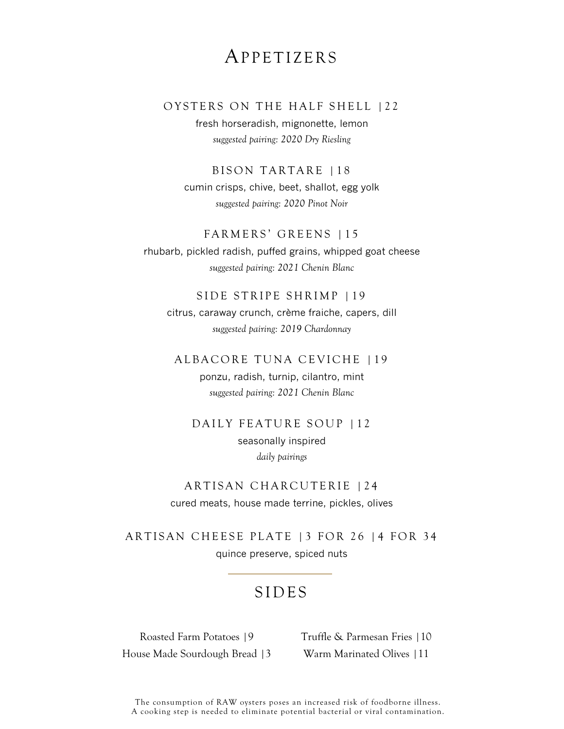# Appetizers

### OYSTERS ON THE HALF SHELL | 22

fresh horseradish, mignonette, lemon

*suggested pairing: 2020 Dry Riesling*

### BISON TARTARE | 18

cumin crisps, chive, beet, shallot, egg yolk

*suggested pairing: 2020 Pinot Noir*

### FARMERS' GREENS | 15

rhubarb, pickled radish, puffed grains, whipped goat cheese

*suggested pairing: 2021 Chenin Blanc*

### SIDE STRIPE SHRIMP | 19

citrus, caraway crunch, crème fraiche, capers, dill

*suggested pairing: 2019 Chardonnay*

### ALBACORE TUNA CEVICHE | 19

ponzu, radish, turnip, cilantro, mint

*suggested pairing: 2021 Chenin Blanc*

### DAILY FEATURE SOUP | 12

seasonally inspired

*daily pairings*

### ARTISAN CHARCUTERIE | 24

cured meats, house made terrine, pickles, olives

### ARTISAN CHEESE PLATE | 3 FOR 26 | 4 FOR 34

quince preserve, spiced nuts

---

# SIDES

Roasted Farm Potatoes | 9

House Made Sourdough Bread | 3

Truffle & Parmesan Fries | 10

Warm Marinated Olives | 11

The consumption of RAW oysters poses an increased risk of foodborne illness.
A cooking step is needed to eliminate potential bacterial or viral contamination.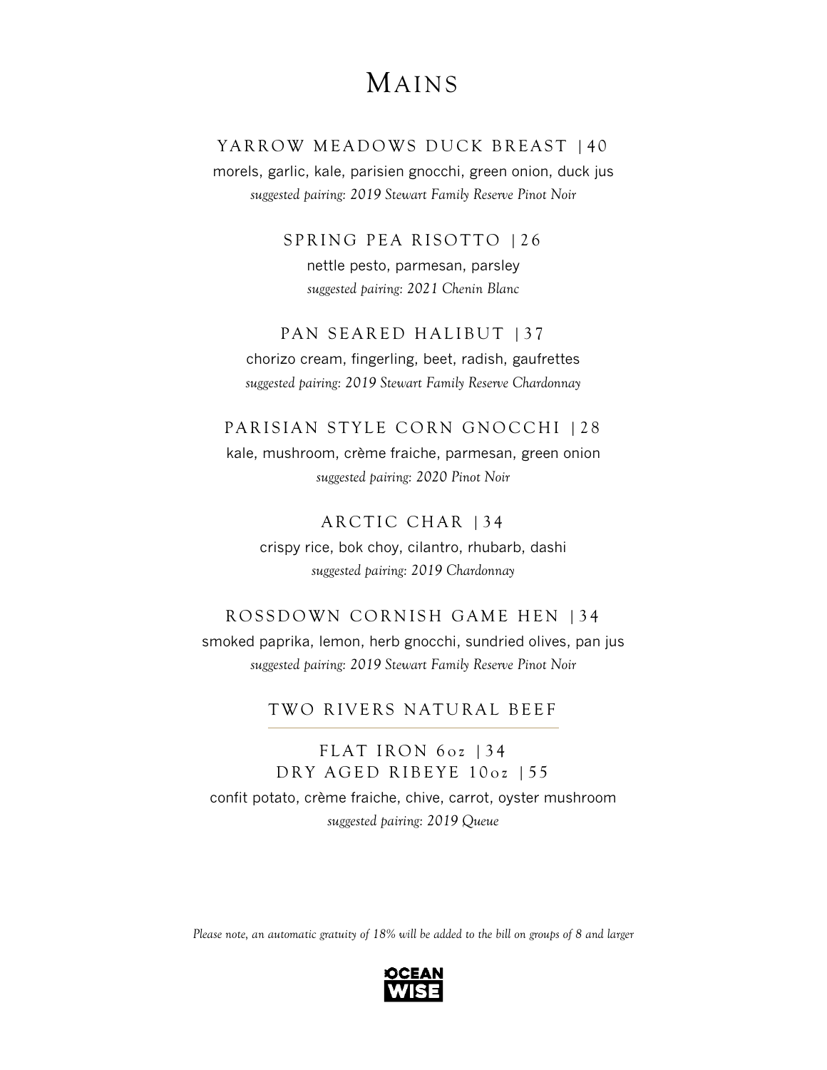# MAINS

## YARROW MEADOWS DUCK BREAST | 40

morels, garlic, kale, parisien gnocchi, green onion, duck jus

*suggested pairing: 2019 Stewart Family Reserve Pinot Noir*

## SPRING PEA RISOTTO | 26

nettle pesto, parmesan, parsley

*suggested pairing: 2021 Chenin Blanc*

## PAN SEARED HALIBUT | 37

chorizo cream, fingerling, beet, radish, gaufrettes

*suggested pairing: 2019 Stewart Family Reserve Chardonnay*

## PARISIAN STYLE CORN GNOCCHI | 28

kale, mushroom, crème fraiche, parmesan, green onion

*suggested pairing: 2020 Pinot Noir*

## ARCTIC CHAR | 34

crispy rice, bok choy, cilantro, rhubarb, dashi

*suggested pairing: 2019 Chardonnay*

## ROSSDOWN CORNISH GAME HEN | 34

smoked paprika, lemon, herb gnocchi, sundried olives, pan jus

*suggested pairing: 2019 Stewart Family Reserve Pinot Noir*

## TWO RIVERS NATURAL BEEF

### FLAT IRON 6oz | 34
### DRY AGED RIBEYE 10oz | 55

confit potato, crème fraiche, chive, carrot, oyster mushroom

*suggested pairing: 2019 Queue*

*Please note, an automatic gratuity of 18% will be added to the bill on groups of 8 and larger*

OCEAN WISE